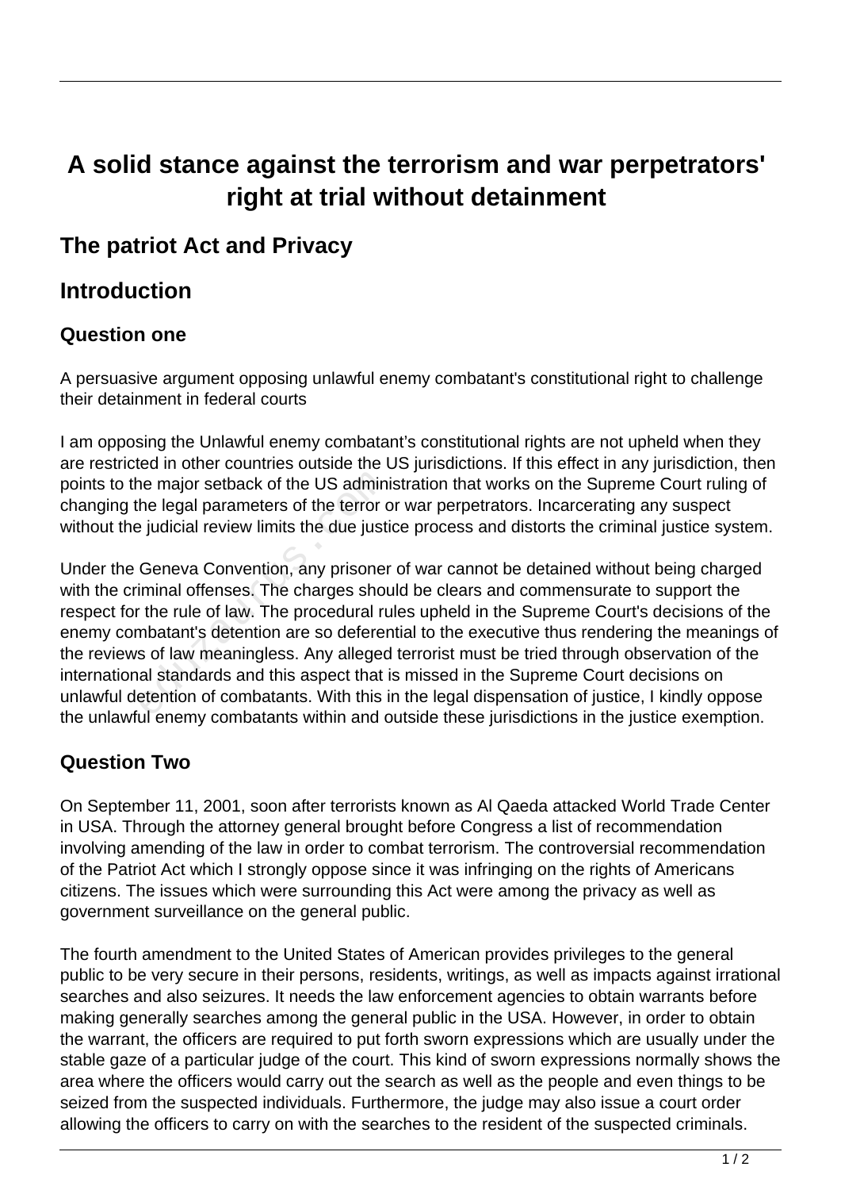# A solid stance against the terrorism and war perpetrators' right at trial without detainment

## The patriot Act and Privacy

## Introduction

### Question one

A persuasive argument opposing unlawful enemy combatant's constitutional right to challenge their detainment in federal courts

I am opposing the Unlawful enemy combatant's constitutional rights are not upheld when they are restricted in other countries outside the US jurisdictions. If this effect in any jurisdiction, then points to the major setback of the US administration that works on the Supreme Court ruling of changing the legal parameters of the terror or war perpetrators. Incarcerating any suspect without the judicial review limits the due justice process and distorts the criminal justice system.

Under the Geneva Convention, any prisoner of war cannot be detained without being charged with the criminal offenses. The charges should be clears and commensurate to support the respect for the rule of law. The procedural rules upheld in the Supreme Court's decisions of the enemy combatant's detention are so deferential to the executive thus rendering the meanings of the reviews of law meaningless. Any alleged terrorist must be tried through observation of the international standards and this aspect that is missed in the Supreme Court decisions on unlawful detention of combatants. With this in the legal dispensation of justice, I kindly oppose the unlawful enemy combatants within and outside these jurisdictions in the justice exemption.

### Question Two

On September 11, 2001, soon after terrorists known as Al Qaeda attacked World Trade Center in USA. Through the attorney general brought before Congress a list of recommendation involving amending of the law in order to combat terrorism. The controversial recommendation of the Patriot Act which I strongly oppose since it was infringing on the rights of Americans citizens. The issues which were surrounding this Act were among the privacy as well as government surveillance on the general public.

The fourth amendment to the United States of American provides privileges to the general public to be very secure in their persons, residents, writings, as well as impacts against irrational searches and also seizures. It needs the law enforcement agencies to obtain warrants before making generally searches among the general public in the USA. However, in order to obtain the warrant, the officers are required to put forth sworn expressions which are usually under the stable gaze of a particular judge of the court. This kind of sworn expressions normally shows the area where the officers would carry out the search as well as the people and even things to be seized from the suspected individuals. Furthermore, the judge may also issue a court order allowing the officers to carry on with the searches to the resident of the suspected criminals.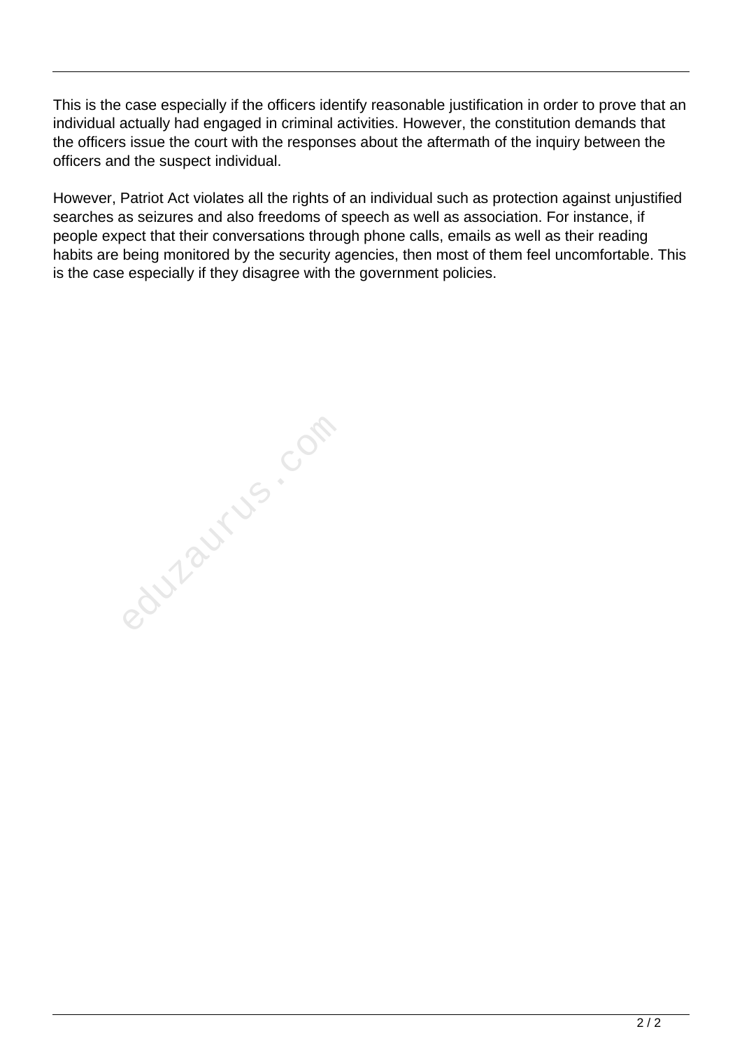This is the case especially if the officers identify reasonable justification in order to prove that an individual actually had engaged in criminal activities. However, the constitution demands that the officers issue the court with the responses about the aftermath of the inquiry between the officers and the suspect individual.

However, Patriot Act violates all the rights of an individual such as protection against unjustified searches as seizures and also freedoms of speech as well as association. For instance, if people expect that their conversations through phone calls, emails as well as their reading habits are being monitored by the security agencies, then most of them feel uncomfortable. This is the case especially if they disagree with the government policies.